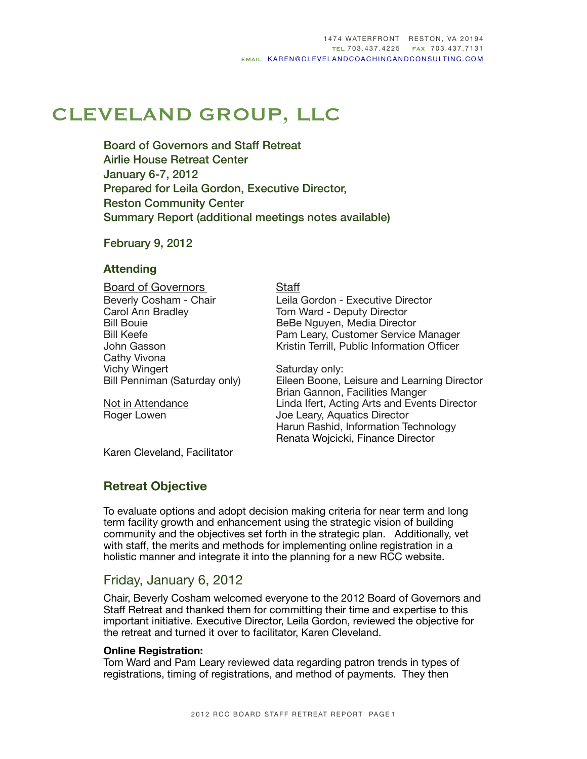1474 WATERFRONT RESTON, VA 20194
TEL 703.437.4225 FAX 703.437.7131
EMAIL KAREN@CLEVELANDCOACHINGANDCONSULTING.COM

# CLEVELAND GROUP, LLC

**Board of Governors and Staff Retreat**
**Airlie House Retreat Center**
**January 6-7, 2012**
**Prepared for Leila Gordon, Executive Director,**
**Reston Community Center**
**Summary Report (additional meetings notes available)**

**February 9, 2012**

### Attending

Board of Governors
Beverly Cosham - Chair
Carol Ann Bradley
Bill Bouie
Bill Keefe
John Gasson
Cathy Vivona
Vichy Wingert
Bill Penniman (Saturday only)

Not in Attendance
Roger Lowen

Staff
Leila Gordon - Executive Director
Tom Ward - Deputy Director
BeBe Nguyen, Media Director
Pam Leary, Customer Service Manager
Kristin Terrill, Public Information Officer

Saturday only:
Eileen Boone, Leisure and Learning Director
Brian Gannon, Facilities Manger
Linda Ifert, Acting Arts and Events Director
Joe Leary, Aquatics Director
Harun Rashid, Information Technology
Renata Wojcicki, Finance Director

Karen Cleveland, Facilitator

## Retreat Objective

To evaluate options and adopt decision making criteria for near term and long term facility growth and enhancement using the strategic vision of building community and the objectives set forth in the strategic plan. Additionally, vet with staff, the merits and methods for implementing online registration in a holistic manner and integrate it into the planning for a new RCC website.

## Friday, January 6, 2012

Chair, Beverly Cosham welcomed everyone to the 2012 Board of Governors and Staff Retreat and thanked them for committing their time and expertise to this important initiative. Executive Director, Leila Gordon, reviewed the objective for the retreat and turned it over to facilitator, Karen Cleveland.

**Online Registration:**
Tom Ward and Pam Leary reviewed data regarding patron trends in types of registrations, timing of registrations, and method of payments. They then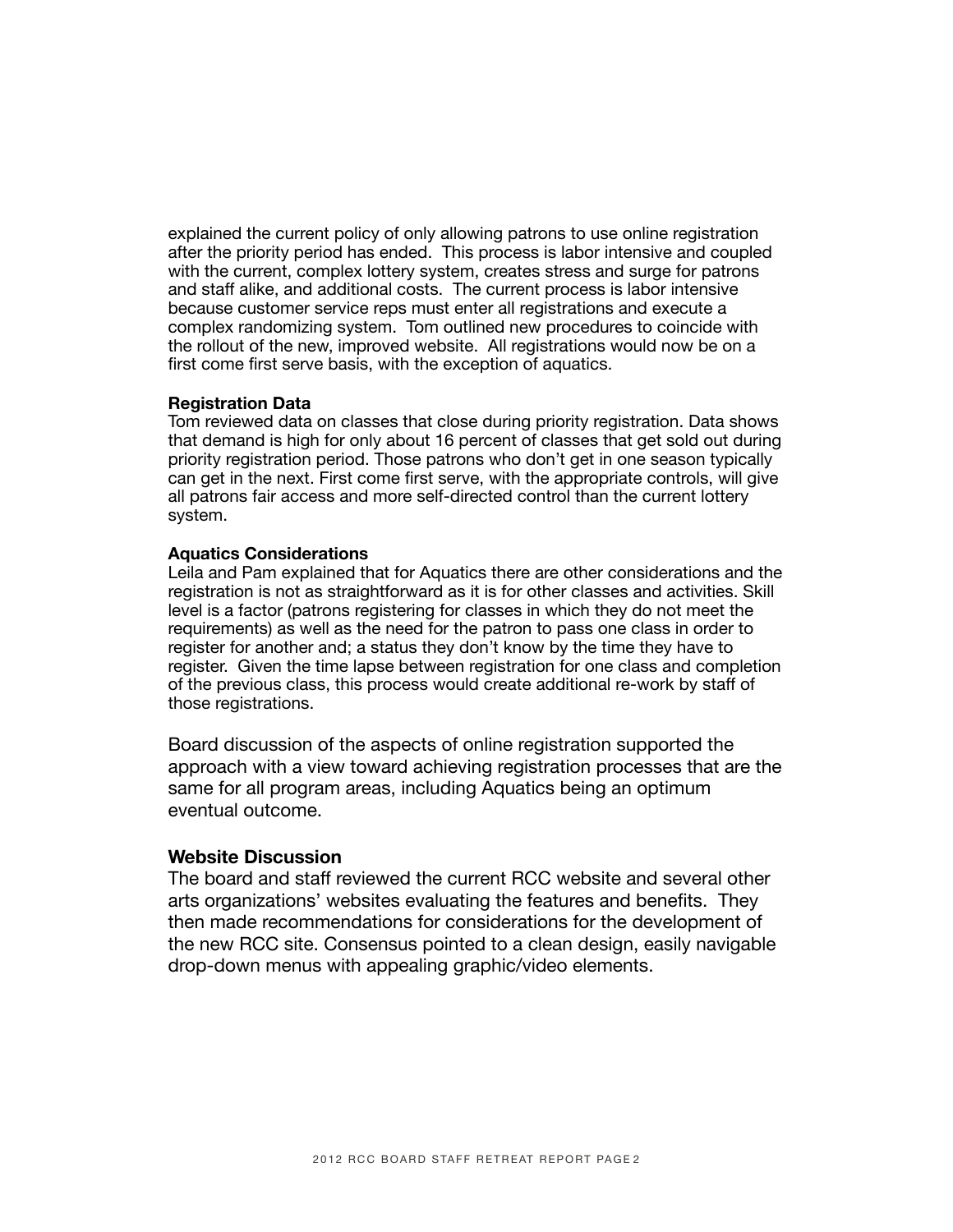explained the current policy of only allowing patrons to use online registration after the priority period has ended. This process is labor intensive and coupled with the current, complex lottery system, creates stress and surge for patrons and staff alike, and additional costs. The current process is labor intensive because customer service reps must enter all registrations and execute a complex randomizing system. Tom outlined new procedures to coincide with the rollout of the new, improved website. All registrations would now be on a first come first serve basis, with the exception of aquatics.

**Registration Data**
Tom reviewed data on classes that close during priority registration. Data shows that demand is high for only about 16 percent of classes that get sold out during priority registration period. Those patrons who don't get in one season typically can get in the next. First come first serve, with the appropriate controls, will give all patrons fair access and more self-directed control than the current lottery system.

**Aquatics Considerations**
Leila and Pam explained that for Aquatics there are other considerations and the registration is not as straightforward as it is for other classes and activities. Skill level is a factor (patrons registering for classes in which they do not meet the requirements) as well as the need for the patron to pass one class in order to register for another and; a status they don't know by the time they have to register. Given the time lapse between registration for one class and completion of the previous class, this process would create additional re-work by staff of those registrations.

Board discussion of the aspects of online registration supported the approach with a view toward achieving registration processes that are the same for all program areas, including Aquatics being an optimum eventual outcome.

### Website Discussion

The board and staff reviewed the current RCC website and several other arts organizations' websites evaluating the features and benefits. They then made recommendations for considerations for the development of the new RCC site. Consensus pointed to a clean design, easily navigable drop-down menus with appealing graphic/video elements.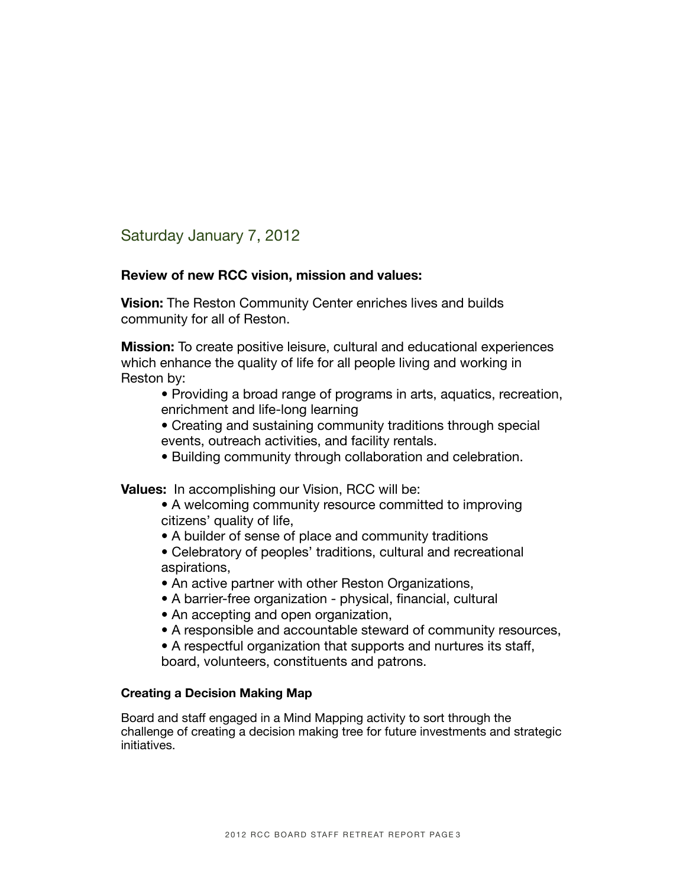## Saturday January 7, 2012

**Review of new RCC vision, mission and values:**

**Vision:** The Reston Community Center enriches lives and builds community for all of Reston.

**Mission:** To create positive leisure, cultural and educational experiences which enhance the quality of life for all people living and working in Reston by:

- Providing a broad range of programs in arts, aquatics, recreation, enrichment and life-long learning
- Creating and sustaining community traditions through special events, outreach activities, and facility rentals.
- Building community through collaboration and celebration.

**Values:** In accomplishing our Vision, RCC will be:

- A welcoming community resource committed to improving citizens' quality of life,
- A builder of sense of place and community traditions
- Celebratory of peoples' traditions, cultural and recreational aspirations,
- An active partner with other Reston Organizations,
- A barrier-free organization - physical, financial, cultural
- An accepting and open organization,
- A responsible and accountable steward of community resources,
- A respectful organization that supports and nurtures its staff, board, volunteers, constituents and patrons.

### Creating a Decision Making Map

Board and staff engaged in a Mind Mapping activity to sort through the challenge of creating a decision making tree for future investments and strategic initiatives.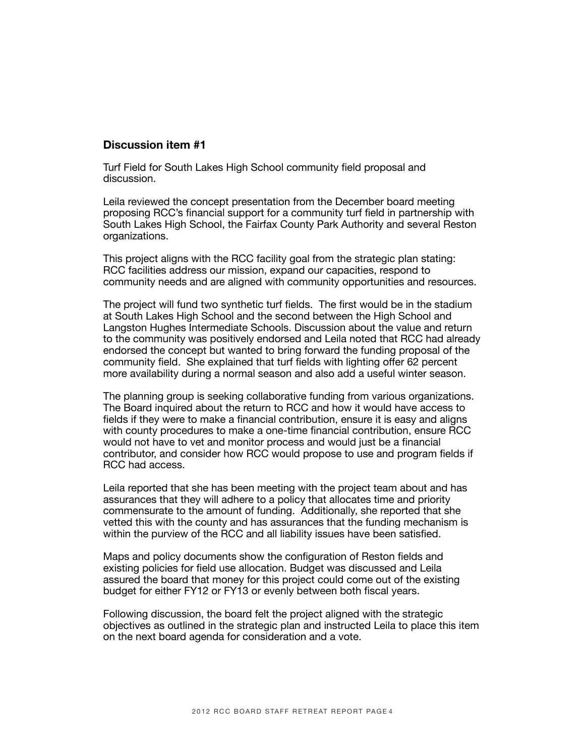### Discussion item #1

Turf Field for South Lakes High School community field proposal and discussion.

Leila reviewed the concept presentation from the December board meeting proposing RCC's financial support for a community turf field in partnership with South Lakes High School, the Fairfax County Park Authority and several Reston organizations.

This project aligns with the RCC facility goal from the strategic plan stating: RCC facilities address our mission, expand our capacities, respond to community needs and are aligned with community opportunities and resources.

The project will fund two synthetic turf fields. The first would be in the stadium at South Lakes High School and the second between the High School and Langston Hughes Intermediate Schools. Discussion about the value and return to the community was positively endorsed and Leila noted that RCC had already endorsed the concept but wanted to bring forward the funding proposal of the community field. She explained that turf fields with lighting offer 62 percent more availability during a normal season and also add a useful winter season.

The planning group is seeking collaborative funding from various organizations. The Board inquired about the return to RCC and how it would have access to fields if they were to make a financial contribution, ensure it is easy and aligns with county procedures to make a one-time financial contribution, ensure RCC would not have to vet and monitor process and would just be a financial contributor, and consider how RCC would propose to use and program fields if RCC had access.

Leila reported that she has been meeting with the project team about and has assurances that they will adhere to a policy that allocates time and priority commensurate to the amount of funding. Additionally, she reported that she vetted this with the county and has assurances that the funding mechanism is within the purview of the RCC and all liability issues have been satisfied.

Maps and policy documents show the configuration of Reston fields and existing policies for field use allocation. Budget was discussed and Leila assured the board that money for this project could come out of the existing budget for either FY12 or FY13 or evenly between both fiscal years.

Following discussion, the board felt the project aligned with the strategic objectives as outlined in the strategic plan and instructed Leila to place this item on the next board agenda for consideration and a vote.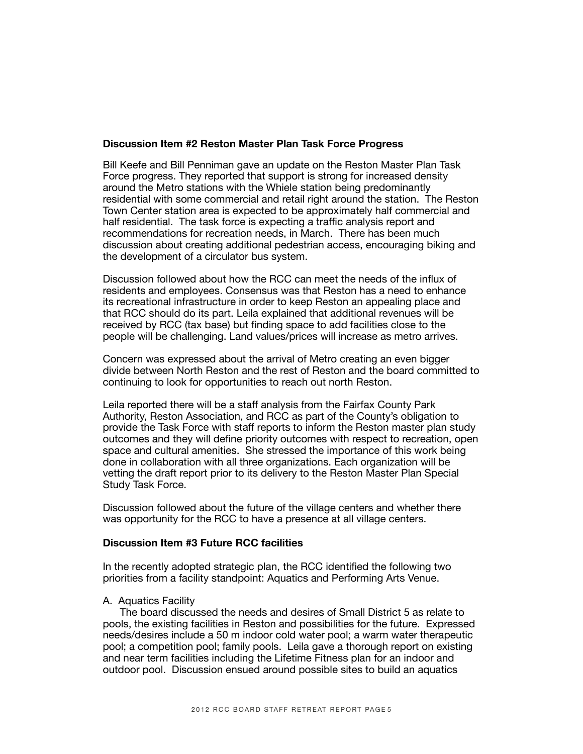**Discussion Item #2 Reston Master Plan Task Force Progress**

Bill Keefe and Bill Penniman gave an update on the Reston Master Plan Task Force progress. They reported that support is strong for increased density around the Metro stations with the Whiele station being predominantly residential with some commercial and retail right around the station. The Reston Town Center station area is expected to be approximately half commercial and half residential. The task force is expecting a traffic analysis report and recommendations for recreation needs, in March. There has been much discussion about creating additional pedestrian access, encouraging biking and the development of a circulator bus system.

Discussion followed about how the RCC can meet the needs of the influx of residents and employees. Consensus was that Reston has a need to enhance its recreational infrastructure in order to keep Reston an appealing place and that RCC should do its part. Leila explained that additional revenues will be received by RCC (tax base) but finding space to add facilities close to the people will be challenging. Land values/prices will increase as metro arrives.

Concern was expressed about the arrival of Metro creating an even bigger divide between North Reston and the rest of Reston and the board committed to continuing to look for opportunities to reach out north Reston.

Leila reported there will be a staff analysis from the Fairfax County Park Authority, Reston Association, and RCC as part of the County's obligation to provide the Task Force with staff reports to inform the Reston master plan study outcomes and they will define priority outcomes with respect to recreation, open space and cultural amenities. She stressed the importance of this work being done in collaboration with all three organizations. Each organization will be vetting the draft report prior to its delivery to the Reston Master Plan Special Study Task Force.

Discussion followed about the future of the village centers and whether there was opportunity for the RCC to have a presence at all village centers.

**Discussion Item #3 Future RCC facilities**

In the recently adopted strategic plan, the RCC identified the following two priorities from a facility standpoint: Aquatics and Performing Arts Venue.

A. Aquatics Facility

The board discussed the needs and desires of Small District 5 as relate to pools, the existing facilities in Reston and possibilities for the future. Expressed needs/desires include a 50 m indoor cold water pool; a warm water therapeutic pool; a competition pool; family pools. Leila gave a thorough report on existing and near term facilities including the Lifetime Fitness plan for an indoor and outdoor pool. Discussion ensued around possible sites to build an aquatics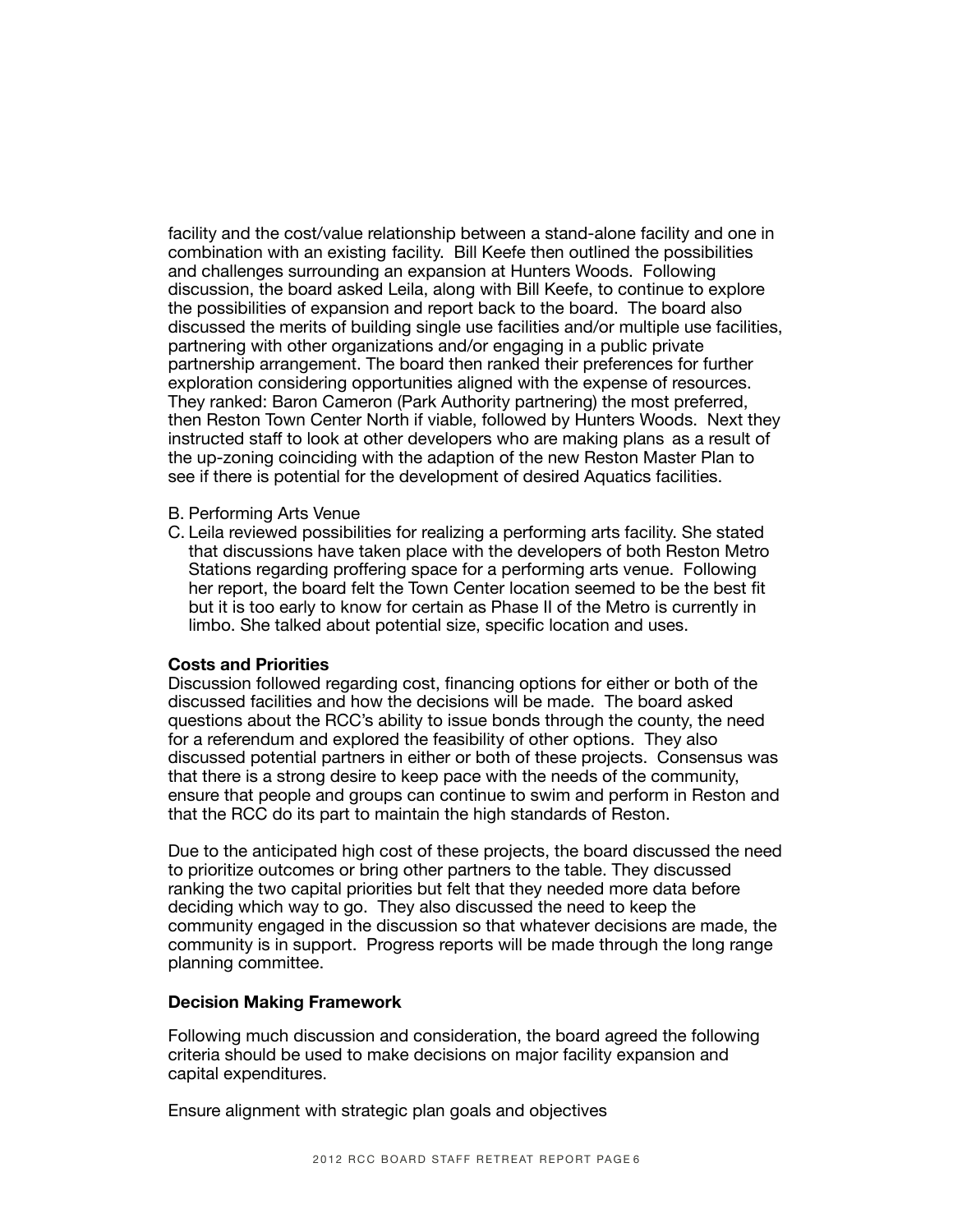facility and the cost/value relationship between a stand-alone facility and one in combination with an existing facility. Bill Keefe then outlined the possibilities and challenges surrounding an expansion at Hunters Woods. Following discussion, the board asked Leila, along with Bill Keefe, to continue to explore the possibilities of expansion and report back to the board. The board also discussed the merits of building single use facilities and/or multiple use facilities, partnering with other organizations and/or engaging in a public private partnership arrangement. The board then ranked their preferences for further exploration considering opportunities aligned with the expense of resources. They ranked: Baron Cameron (Park Authority partnering) the most preferred, then Reston Town Center North if viable, followed by Hunters Woods. Next they instructed staff to look at other developers who are making plans as a result of the up-zoning coinciding with the adaption of the new Reston Master Plan to see if there is potential for the development of desired Aquatics facilities.

B. Performing Arts Venue
C. Leila reviewed possibilities for realizing a performing arts facility. She stated that discussions have taken place with the developers of both Reston Metro Stations regarding proffering space for a performing arts venue. Following her report, the board felt the Town Center location seemed to be the best fit but it is too early to know for certain as Phase II of the Metro is currently in limbo. She talked about potential size, specific location and uses.

**Costs and Priorities**

Discussion followed regarding cost, financing options for either or both of the discussed facilities and how the decisions will be made. The board asked questions about the RCC's ability to issue bonds through the county, the need for a referendum and explored the feasibility of other options. They also discussed potential partners in either or both of these projects. Consensus was that there is a strong desire to keep pace with the needs of the community, ensure that people and groups can continue to swim and perform in Reston and that the RCC do its part to maintain the high standards of Reston.

Due to the anticipated high cost of these projects, the board discussed the need to prioritize outcomes or bring other partners to the table. They discussed ranking the two capital priorities but felt that they needed more data before deciding which way to go. They also discussed the need to keep the community engaged in the discussion so that whatever decisions are made, the community is in support. Progress reports will be made through the long range planning committee.

**Decision Making Framework**

Following much discussion and consideration, the board agreed the following criteria should be used to make decisions on major facility expansion and capital expenditures.

Ensure alignment with strategic plan goals and objectives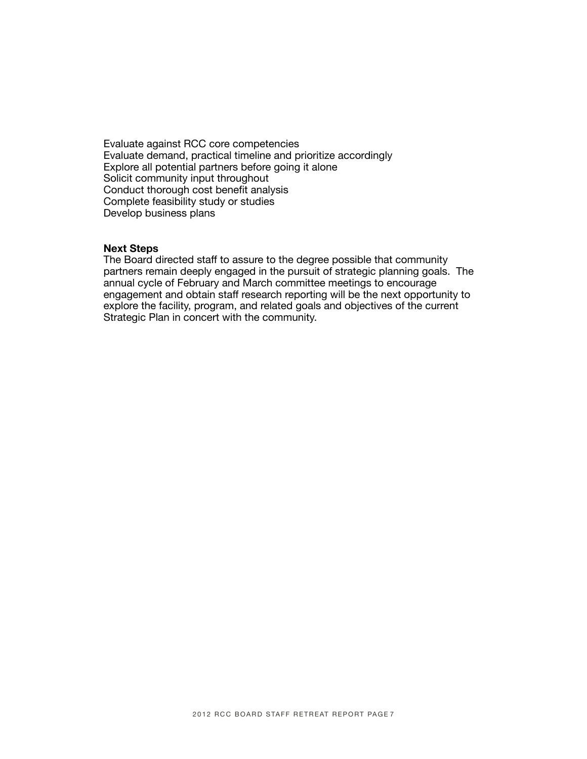Evaluate against RCC core competencies
Evaluate demand, practical timeline and prioritize accordingly
Explore all potential partners before going it alone
Solicit community input throughout
Conduct thorough cost benefit analysis
Complete feasibility study or studies
Develop business plans

**Next Steps**

The Board directed staff to assure to the degree possible that community partners remain deeply engaged in the pursuit of strategic planning goals. The annual cycle of February and March committee meetings to encourage engagement and obtain staff research reporting will be the next opportunity to explore the facility, program, and related goals and objectives of the current Strategic Plan in concert with the community.